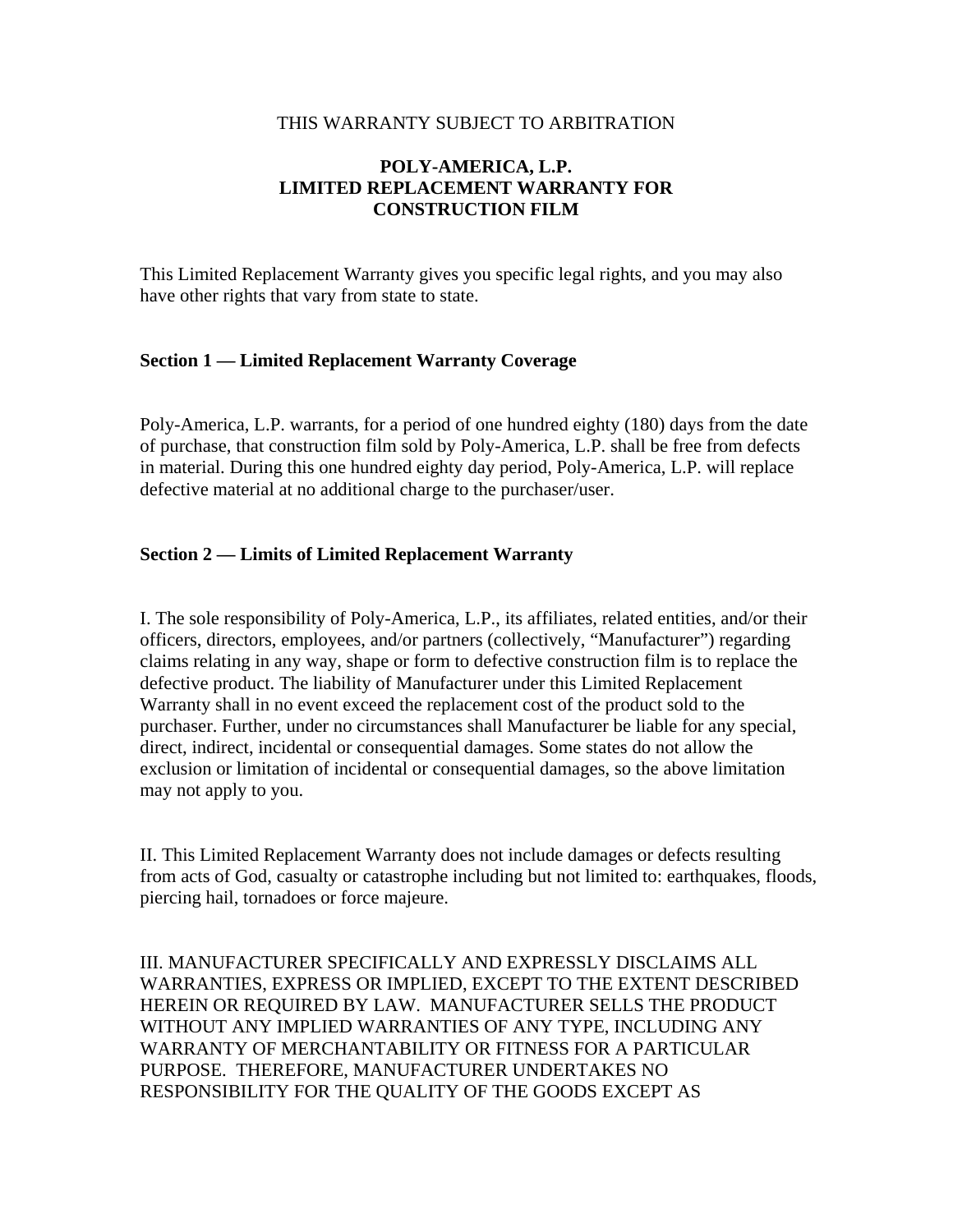THIS WARRANTY SUBJECT TO ARBITRATION

# POLY-AMERICA, L.P.
# LIMITED REPLACEMENT WARRANTY FOR CONSTRUCTION FILM

This Limited Replacement Warranty gives you specific legal rights, and you may also have other rights that vary from state to state.

## Section 1 — Limited Replacement Warranty Coverage

Poly-America, L.P. warrants, for a period of one hundred eighty (180) days from the date of purchase, that construction film sold by Poly-America, L.P. shall be free from defects in material. During this one hundred eighty day period, Poly-America, L.P. will replace defective material at no additional charge to the purchaser/user.

## Section 2 — Limits of Limited Replacement Warranty

I. The sole responsibility of Poly-America, L.P., its affiliates, related entities, and/or their officers, directors, employees, and/or partners (collectively, "Manufacturer") regarding claims relating in any way, shape or form to defective construction film is to replace the defective product. The liability of Manufacturer under this Limited Replacement Warranty shall in no event exceed the replacement cost of the product sold to the purchaser. Further, under no circumstances shall Manufacturer be liable for any special, direct, indirect, incidental or consequential damages. Some states do not allow the exclusion or limitation of incidental or consequential damages, so the above limitation may not apply to you.

II. This Limited Replacement Warranty does not include damages or defects resulting from acts of God, casualty or catastrophe including but not limited to: earthquakes, floods, piercing hail, tornadoes or force majeure.

III. MANUFACTURER SPECIFICALLY AND EXPRESSLY DISCLAIMS ALL WARRANTIES, EXPRESS OR IMPLIED, EXCEPT TO THE EXTENT DESCRIBED HEREIN OR REQUIRED BY LAW. MANUFACTURER SELLS THE PRODUCT WITHOUT ANY IMPLIED WARRANTIES OF ANY TYPE, INCLUDING ANY WARRANTY OF MERCHANTABILITY OR FITNESS FOR A PARTICULAR PURPOSE. THEREFORE, MANUFACTURER UNDERTAKES NO RESPONSIBILITY FOR THE QUALITY OF THE GOODS EXCEPT AS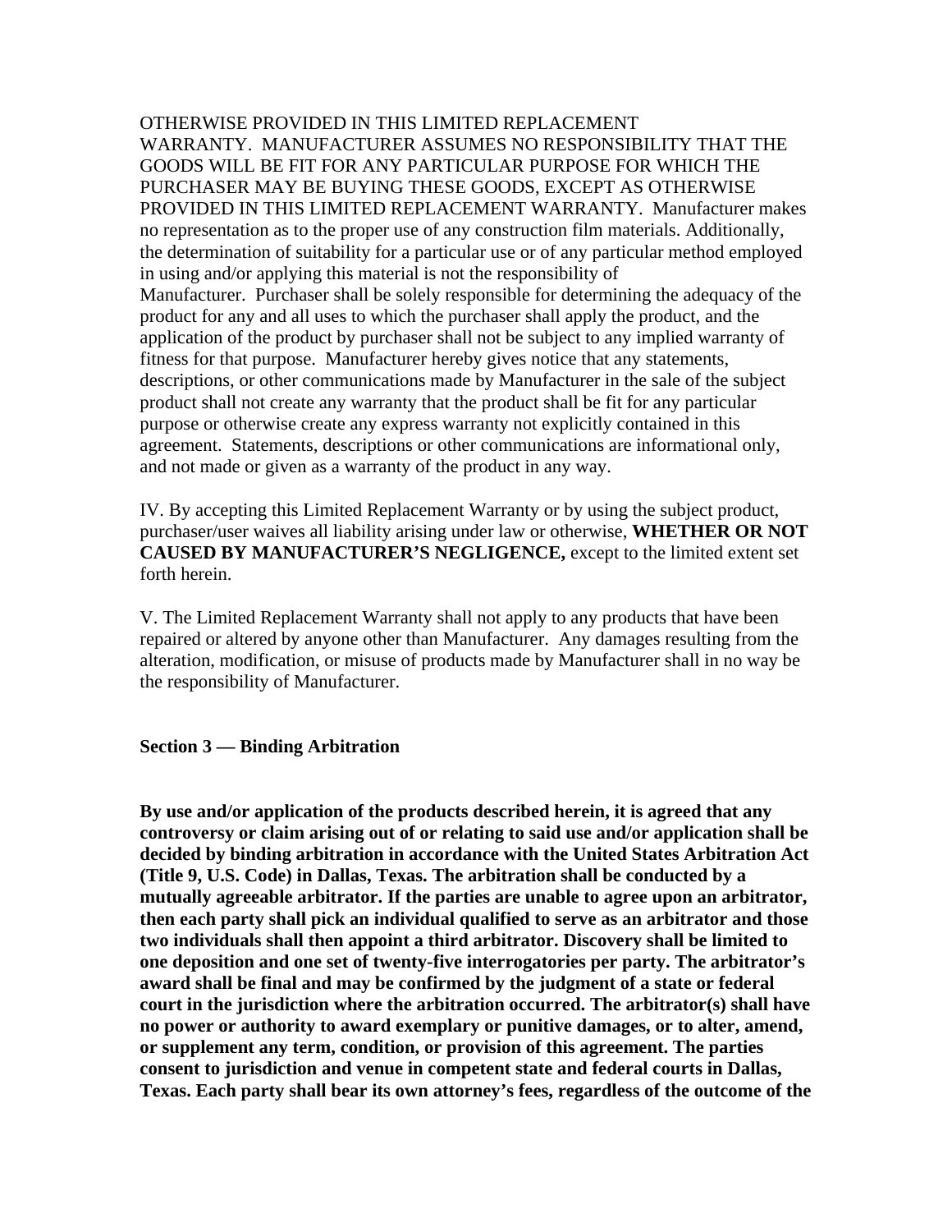OTHERWISE PROVIDED IN THIS LIMITED REPLACEMENT WARRANTY. MANUFACTURER ASSUMES NO RESPONSIBILITY THAT THE GOODS WILL BE FIT FOR ANY PARTICULAR PURPOSE FOR WHICH THE PURCHASER MAY BE BUYING THESE GOODS, EXCEPT AS OTHERWISE PROVIDED IN THIS LIMITED REPLACEMENT WARRANTY. Manufacturer makes no representation as to the proper use of any construction film materials. Additionally, the determination of suitability for a particular use or of any particular method employed in using and/or applying this material is not the responsibility of Manufacturer. Purchaser shall be solely responsible for determining the adequacy of the product for any and all uses to which the purchaser shall apply the product, and the application of the product by purchaser shall not be subject to any implied warranty of fitness for that purpose. Manufacturer hereby gives notice that any statements, descriptions, or other communications made by Manufacturer in the sale of the subject product shall not create any warranty that the product shall be fit for any particular purpose or otherwise create any express warranty not explicitly contained in this agreement. Statements, descriptions or other communications are informational only, and not made or given as a warranty of the product in any way.

IV. By accepting this Limited Replacement Warranty or by using the subject product, purchaser/user waives all liability arising under law or otherwise, **WHETHER OR NOT CAUSED BY MANUFACTURER'S NEGLIGENCE,** except to the limited extent set forth herein.

V. The Limited Replacement Warranty shall not apply to any products that have been repaired or altered by anyone other than Manufacturer. Any damages resulting from the alteration, modification, or misuse of products made by Manufacturer shall in no way be the responsibility of Manufacturer.

**Section 3 — Binding Arbitration**

**By use and/or application of the products described herein, it is agreed that any controversy or claim arising out of or relating to said use and/or application shall be decided by binding arbitration in accordance with the United States Arbitration Act (Title 9, U.S. Code) in Dallas, Texas. The arbitration shall be conducted by a mutually agreeable arbitrator. If the parties are unable to agree upon an arbitrator, then each party shall pick an individual qualified to serve as an arbitrator and those two individuals shall then appoint a third arbitrator. Discovery shall be limited to one deposition and one set of twenty-five interrogatories per party. The arbitrator's award shall be final and may be confirmed by the judgment of a state or federal court in the jurisdiction where the arbitration occurred. The arbitrator(s) shall have no power or authority to award exemplary or punitive damages, or to alter, amend, or supplement any term, condition, or provision of this agreement. The parties consent to jurisdiction and venue in competent state and federal courts in Dallas, Texas. Each party shall bear its own attorney's fees, regardless of the outcome of the**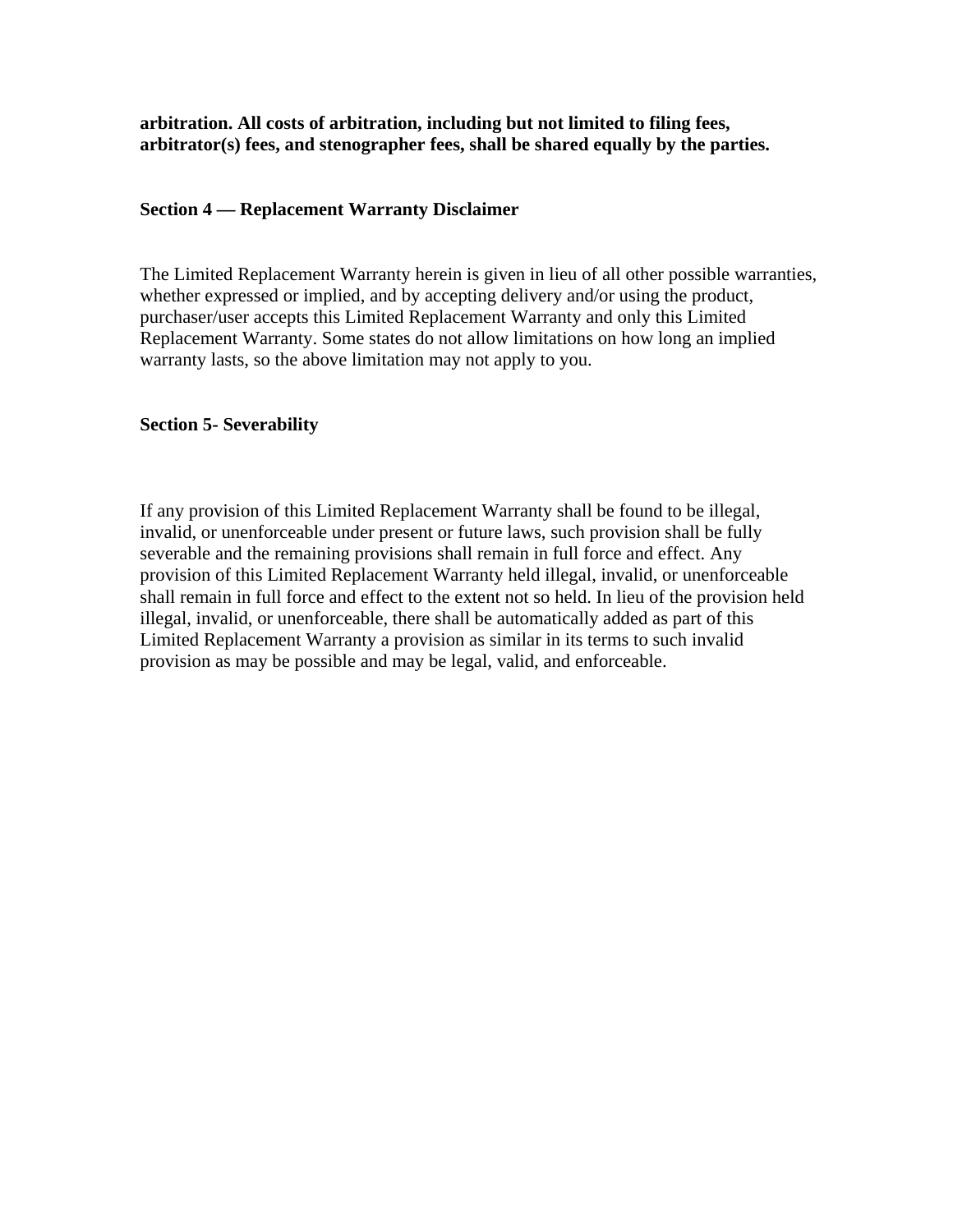**arbitration. All costs of arbitration, including but not limited to filing fees, arbitrator(s) fees, and stenographer fees, shall be shared equally by the parties.**

**Section 4 — Replacement Warranty Disclaimer**

The Limited Replacement Warranty herein is given in lieu of all other possible warranties, whether expressed or implied, and by accepting delivery and/or using the product, purchaser/user accepts this Limited Replacement Warranty and only this Limited Replacement Warranty. Some states do not allow limitations on how long an implied warranty lasts, so the above limitation may not apply to you.

**Section 5- Severability**

If any provision of this Limited Replacement Warranty shall be found to be illegal, invalid, or unenforceable under present or future laws, such provision shall be fully severable and the remaining provisions shall remain in full force and effect. Any provision of this Limited Replacement Warranty held illegal, invalid, or unenforceable shall remain in full force and effect to the extent not so held. In lieu of the provision held illegal, invalid, or unenforceable, there shall be automatically added as part of this Limited Replacement Warranty a provision as similar in its terms to such invalid provision as may be possible and may be legal, valid, and enforceable.